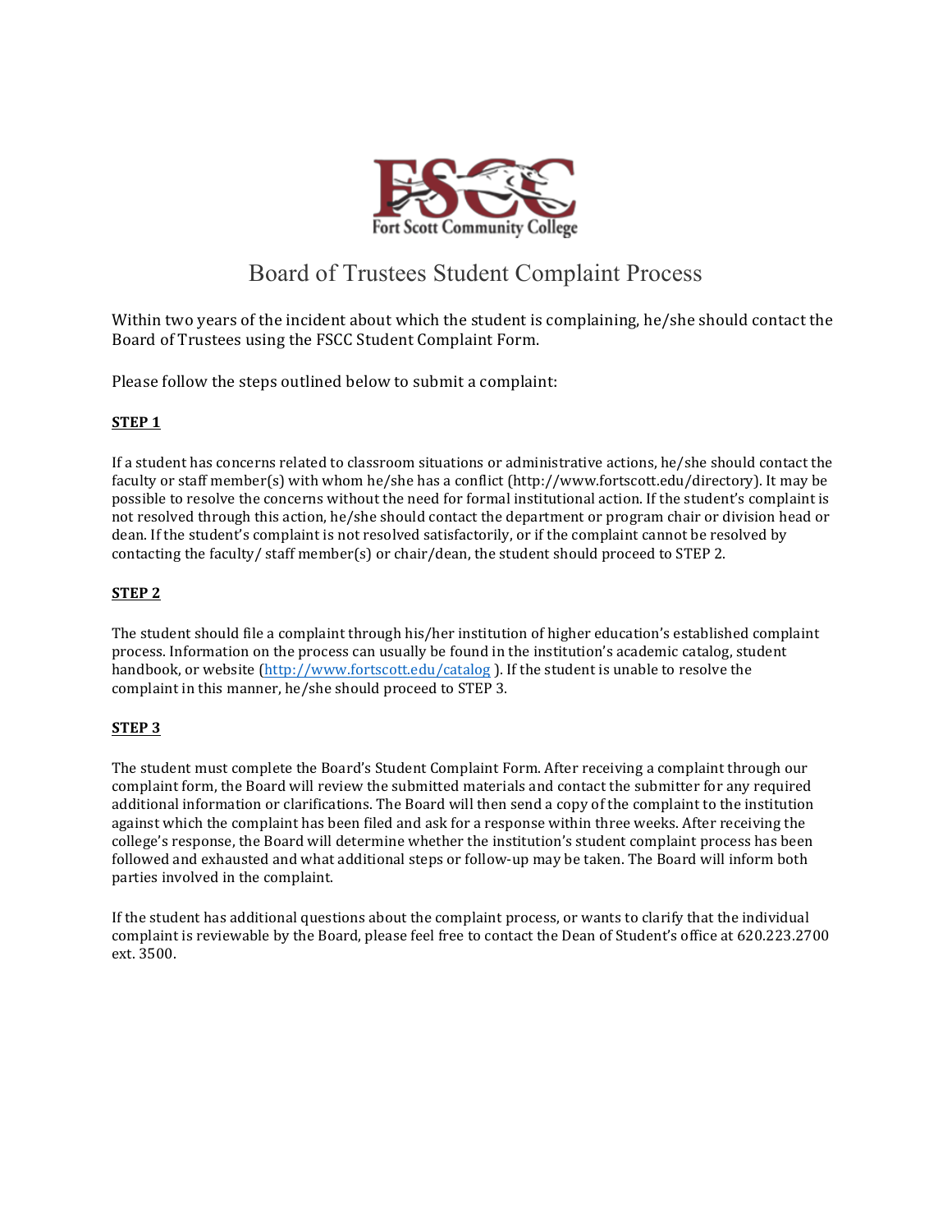FSCC

Fort Scott Community College

# Board of Trustees Student Complaint Process

Within two years of the incident about which the student is complaining, he/she should contact the Board of Trustees using the FSCC Student Complaint Form.

Please follow the steps outlined below to submit a complaint:

**STEP 1**

If a student has concerns related to classroom situations or administrative actions, he/she should contact the faculty or staff member(s) with whom he/she has a conflict (http://www.fortscott.edu/directory). It may be possible to resolve the concerns without the need for formal institutional action. If the student's complaint is not resolved through this action, he/she should contact the department or program chair or division head or dean. If the student's complaint is not resolved satisfactorily, or if the complaint cannot be resolved by contacting the faculty/ staff member(s) or chair/dean, the student should proceed to STEP 2.

**STEP 2**

The student should file a complaint through his/her institution of higher education's established complaint process. Information on the process can usually be found in the institution's academic catalog, student handbook, or website (http://www.fortscott.edu/catalog ). If the student is unable to resolve the complaint in this manner, he/she should proceed to STEP 3.

**STEP 3**

The student must complete the Board's Student Complaint Form. After receiving a complaint through our complaint form, the Board will review the submitted materials and contact the submitter for any required additional information or clarifications. The Board will then send a copy of the complaint to the institution against which the complaint has been filed and ask for a response within three weeks. After receiving the college's response, the Board will determine whether the institution's student complaint process has been followed and exhausted and what additional steps or follow-up may be taken. The Board will inform both parties involved in the complaint.

If the student has additional questions about the complaint process, or wants to clarify that the individual complaint is reviewable by the Board, please feel free to contact the Dean of Student's office at 620.223.2700 ext. 3500.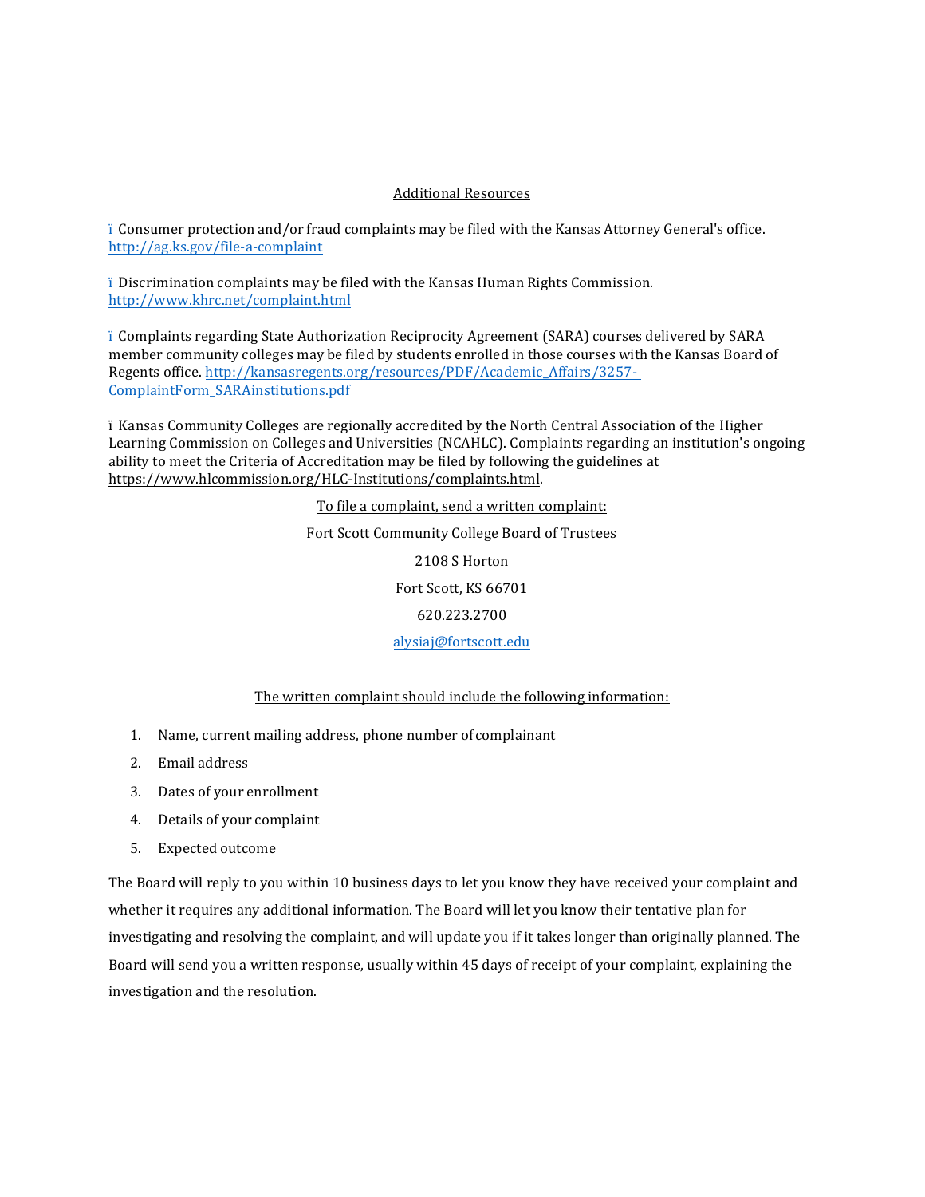Additional Resources

ï Consumer protection and/or fraud complaints may be filed with the Kansas Attorney General's office. http://ag.ks.gov/file-a-complaint

ï Discrimination complaints may be filed with the Kansas Human Rights Commission. http://www.khrc.net/complaint.html

ï Complaints regarding State Authorization Reciprocity Agreement (SARA) courses delivered by SARA member community colleges may be filed by students enrolled in those courses with the Kansas Board of Regents office. http://kansasregents.org/resources/PDF/Academic_Affairs/3257-ComplaintForm_SARAinstitutions.pdf

ï Kansas Community Colleges are regionally accredited by the North Central Association of the Higher Learning Commission on Colleges and Universities (NCAHLC). Complaints regarding an institution's ongoing ability to meet the Criteria of Accreditation may be filed by following the guidelines at https://www.hlcommission.org/HLC-Institutions/complaints.html.

To file a complaint, send a written complaint:

Fort Scott Community College Board of Trustees

2108 S Horton

Fort Scott, KS 66701

620.223.2700

alysiaj@fortscott.edu

The written complaint should include the following information:

1. Name, current mailing address, phone number of complainant
2. Email address
3. Dates of your enrollment
4. Details of your complaint
5. Expected outcome

The Board will reply to you within 10 business days to let you know they have received your complaint and whether it requires any additional information. The Board will let you know their tentative plan for investigating and resolving the complaint, and will update you if it takes longer than originally planned. The Board will send you a written response, usually within 45 days of receipt of your complaint, explaining the investigation and the resolution.